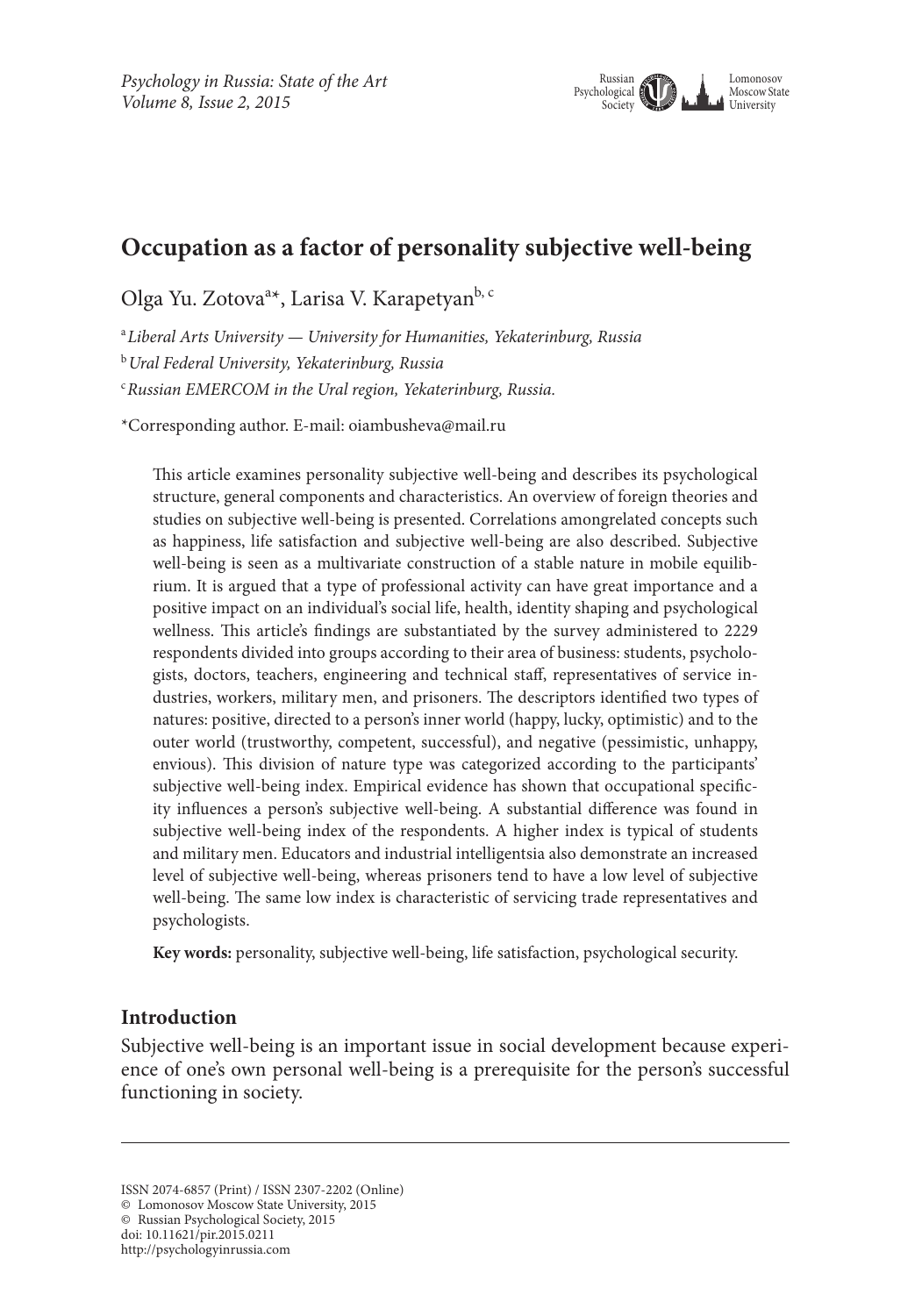# Occupation as a factor of personality subjective well-being

Olga Yu. Zotova[a*], Larisa V. Karapetyan[b, c]

[a] *Liberal Arts University — University for Humanities, Yekaterinburg, Russia*

[b] *Ural Federal University, Yekaterinburg, Russia*

[c] *Russian EMERCOM in the Ural region, Yekaterinburg, Russia.*

*Corresponding author. E-mail: oiambusheva@mail.ru

This article examines personality subjective well-being and describes its psychological structure, general components and characteristics. An overview of foreign theories and studies on subjective well-being is presented. Correlations amongrelated concepts such as happiness, life satisfaction and subjective well-being are also described. Subjective well-being is seen as a multivariate construction of a stable nature in mobile equilibrium. It is argued that a type of professional activity can have great importance and a positive impact on an individual's social life, health, identity shaping and psychological wellness. This article's findings are substantiated by the survey administered to 2229 respondents divided into groups according to their area of business: students, psychologists, doctors, teachers, engineering and technical staff, representatives of service industries, workers, military men, and prisoners. The descriptors identified two types of natures: positive, directed to a person's inner world (happy, lucky, optimistic) and to the outer world (trustworthy, competent, successful), and negative (pessimistic, unhappy, envious). This division of nature type was categorized according to the participants' subjective well-being index. Empirical evidence has shown that occupational specificity influences a person's subjective well-being. A substantial difference was found in subjective well-being index of the respondents. A higher index is typical of students and military men. Educators and industrial intelligentsia also demonstrate an increased level of subjective well-being, whereas prisoners tend to have a low level of subjective well-being. The same low index is characteristic of servicing trade representatives and psychologists.

**Key words:** personality, subjective well-being, life satisfaction, psychological security.

## Introduction

Subjective well-being is an important issue in social development because experience of one's own personal well-being is a prerequisite for the person's successful functioning in society.

ISSN 2074-6857 (Print) / ISSN 2307-2202 (Online)
© Lomonosov Moscow State University, 2015
© Russian Psychological Society, 2015
doi: 10.11621/pir.2015.0211
http://psychologyinrussia.com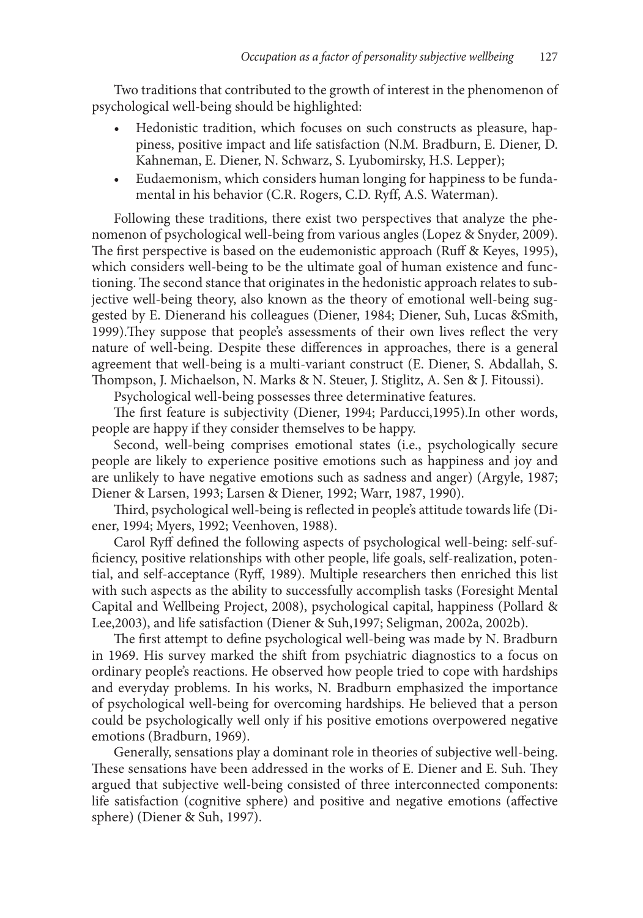Two traditions that contributed to the growth of interest in the phenomenon of psychological well-being should be highlighted:

- Hedonistic tradition, which focuses on such constructs as pleasure, happiness, positive impact and life satisfaction (N.M. Bradburn, E. Diener, D. Kahneman, E. Diener, N. Schwarz, S. Lyubomirsky, H.S. Lepper);
- Eudaemonism, which considers human longing for happiness to be fundamental in his behavior (C.R. Rogers, C.D. Ryff, A.S. Waterman).

Following these traditions, there exist two perspectives that analyze the phenomenon of psychological well-being from various angles (Lopez & Snyder, 2009). The first perspective is based on the eudemonistic approach (Ruff & Keyes, 1995), which considers well-being to be the ultimate goal of human existence and functioning. The second stance that originates in the hedonistic approach relates to subjective well-being theory, also known as the theory of emotional well-being suggested by E. Dienerand his colleagues (Diener, 1984; Diener, Suh, Lucas &Smith, 1999).They suppose that people's assessments of their own lives reflect the very nature of well-being. Despite these differences in approaches, there is a general agreement that well-being is a multi-variant construct (E. Diener, S. Abdallah, S. Thompson, J. Michaelson, N. Marks & N. Steuer, J. Stiglitz, A. Sen & J. Fitoussi).

Psychological well-being possesses three determinative features.

The first feature is subjectivity (Diener, 1994; Parducci,1995).In other words, people are happy if they consider themselves to be happy.

Second, well-being comprises emotional states (i.e., psychologically secure people are likely to experience positive emotions such as happiness and joy and are unlikely to have negative emotions such as sadness and anger) (Argyle, 1987; Diener & Larsen, 1993; Larsen & Diener, 1992; Warr, 1987, 1990).

Third, psychological well-being is reflected in people's attitude towards life (Diener, 1994; Myers, 1992; Veenhoven, 1988).

Carol Ryff defined the following aspects of psychological well-being: self-sufficiency, positive relationships with other people, life goals, self-realization, potential, and self-acceptance (Ryff, 1989). Multiple researchers then enriched this list with such aspects as the ability to successfully accomplish tasks (Foresight Mental Capital and Wellbeing Project, 2008), psychological capital, happiness (Pollard & Lee,2003), and life satisfaction (Diener & Suh,1997; Seligman, 2002a, 2002b).

The first attempt to define psychological well-being was made by N. Bradburn in 1969. His survey marked the shift from psychiatric diagnostics to a focus on ordinary people's reactions. He observed how people tried to cope with hardships and everyday problems. In his works, N. Bradburn emphasized the importance of psychological well-being for overcoming hardships. He believed that a person could be psychologically well only if his positive emotions overpowered negative emotions (Bradburn, 1969).

Generally, sensations play a dominant role in theories of subjective well-being. These sensations have been addressed in the works of E. Diener and E. Suh. They argued that subjective well-being consisted of three interconnected components: life satisfaction (cognitive sphere) and positive and negative emotions (affective sphere) (Diener & Suh, 1997).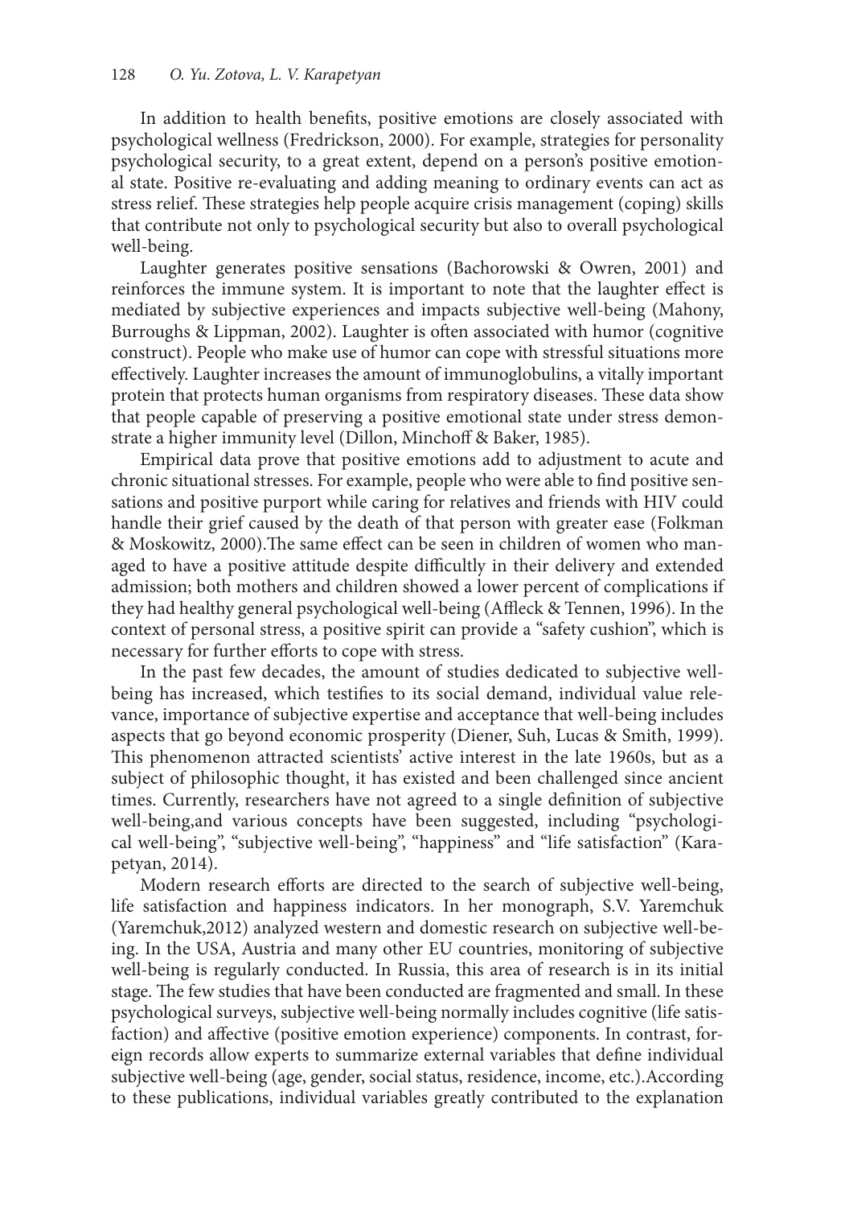In addition to health benefits, positive emotions are closely associated with psychological wellness (Fredrickson, 2000). For example, strategies for personality psychological security, to a great extent, depend on a person's positive emotional state. Positive re-evaluating and adding meaning to ordinary events can act as stress relief. These strategies help people acquire crisis management (coping) skills that contribute not only to psychological security but also to overall psychological well-being.

Laughter generates positive sensations (Bachorowski & Owren, 2001) and reinforces the immune system. It is important to note that the laughter effect is mediated by subjective experiences and impacts subjective well-being (Mahony, Burroughs & Lippman, 2002). Laughter is often associated with humor (cognitive construct). People who make use of humor can cope with stressful situations more effectively. Laughter increases the amount of immunoglobulins, a vitally important protein that protects human organisms from respiratory diseases. These data show that people capable of preserving a positive emotional state under stress demonstrate a higher immunity level (Dillon, Minchoff & Baker, 1985).

Empirical data prove that positive emotions add to adjustment to acute and chronic situational stresses. For example, people who were able to find positive sensations and positive purport while caring for relatives and friends with HIV could handle their grief caused by the death of that person with greater ease (Folkman & Moskowitz, 2000).The same effect can be seen in children of women who managed to have a positive attitude despite difficultly in their delivery and extended admission; both mothers and children showed a lower percent of complications if they had healthy general psychological well-being (Affleck & Tennen, 1996). In the context of personal stress, a positive spirit can provide a "safety cushion", which is necessary for further efforts to cope with stress.

In the past few decades, the amount of studies dedicated to subjective well-being has increased, which testifies to its social demand, individual value relevance, importance of subjective expertise and acceptance that well-being includes aspects that go beyond economic prosperity (Diener, Suh, Lucas & Smith, 1999). This phenomenon attracted scientists' active interest in the late 1960s, but as a subject of philosophic thought, it has existed and been challenged since ancient times. Currently, researchers have not agreed to a single definition of subjective well-being,and various concepts have been suggested, including "psychological well-being", "subjective well-being", "happiness" and "life satisfaction" (Karapetyan, 2014).

Modern research efforts are directed to the search of subjective well-being, life satisfaction and happiness indicators. In her monograph, S.V. Yaremchuk (Yaremchuk,2012) analyzed western and domestic research on subjective well-being. In the USA, Austria and many other EU countries, monitoring of subjective well-being is regularly conducted. In Russia, this area of research is in its initial stage. The few studies that have been conducted are fragmented and small. In these psychological surveys, subjective well-being normally includes cognitive (life satisfaction) and affective (positive emotion experience) components. In contrast, foreign records allow experts to summarize external variables that define individual subjective well-being (age, gender, social status, residence, income, etc.).According to these publications, individual variables greatly contributed to the explanation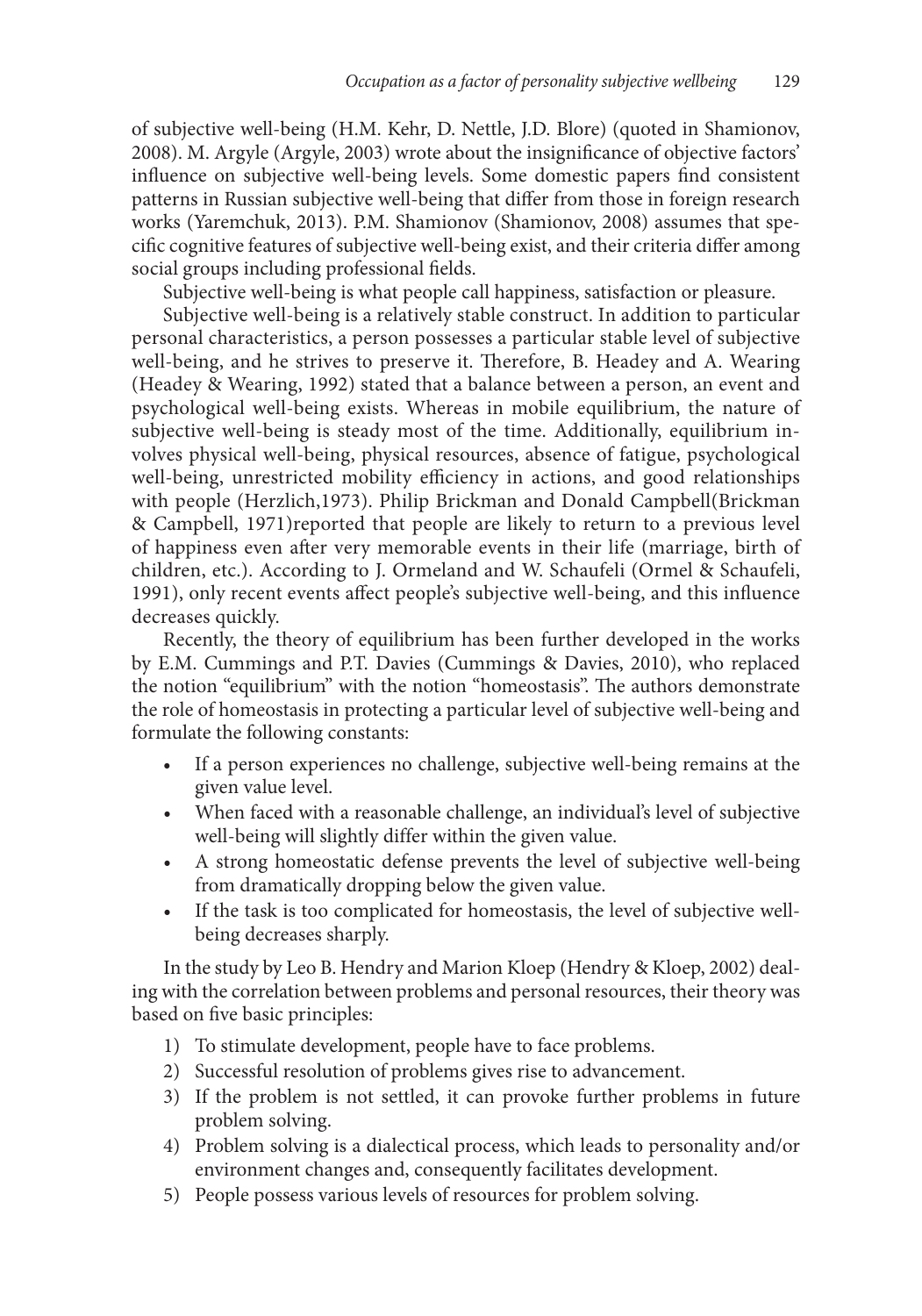of subjective well-being (H.M. Kehr, D. Nettle, J.D. Blore) (quoted in Shamionov, 2008). M. Argyle (Argyle, 2003) wrote about the insignificance of objective factors' influence on subjective well-being levels. Some domestic papers find consistent patterns in Russian subjective well-being that differ from those in foreign research works (Yaremchuk, 2013). P.M. Shamionov (Shamionov, 2008) assumes that specific cognitive features of subjective well-being exist, and their criteria differ among social groups including professional fields.

Subjective well-being is what people call happiness, satisfaction or pleasure.

Subjective well-being is a relatively stable construct. In addition to particular personal characteristics, a person possesses a particular stable level of subjective well-being, and he strives to preserve it. Therefore, B. Headey and A. Wearing (Headey & Wearing, 1992) stated that a balance between a person, an event and psychological well-being exists. Whereas in mobile equilibrium, the nature of subjective well-being is steady most of the time. Additionally, equilibrium involves physical well-being, physical resources, absence of fatigue, psychological well-being, unrestricted mobility efficiency in actions, and good relationships with people (Herzlich,1973). Philip Brickman and Donald Campbell(Brickman & Campbell, 1971)reported that people are likely to return to a previous level of happiness even after very memorable events in their life (marriage, birth of children, etc.). According to J. Ormeland and W. Schaufeli (Ormel & Schaufeli, 1991), only recent events affect people's subjective well-being, and this influence decreases quickly.

Recently, the theory of equilibrium has been further developed in the works by E.M. Cummings and P.T. Davies (Cummings & Davies, 2010), who replaced the notion "equilibrium" with the notion "homeostasis". The authors demonstrate the role of homeostasis in protecting a particular level of subjective well-being and formulate the following constants:

- If a person experiences no challenge, subjective well-being remains at the given value level.
- When faced with a reasonable challenge, an individual's level of subjective well-being will slightly differ within the given value.
- A strong homeostatic defense prevents the level of subjective well-being from dramatically dropping below the given value.
- If the task is too complicated for homeostasis, the level of subjective well-being decreases sharply.

In the study by Leo B. Hendry and Marion Kloep (Hendry & Kloep, 2002) dealing with the correlation between problems and personal resources, their theory was based on five basic principles:

1) To stimulate development, people have to face problems.
2) Successful resolution of problems gives rise to advancement.
3) If the problem is not settled, it can provoke further problems in future problem solving.
4) Problem solving is a dialectical process, which leads to personality and/or environment changes and, consequently facilitates development.
5) People possess various levels of resources for problem solving.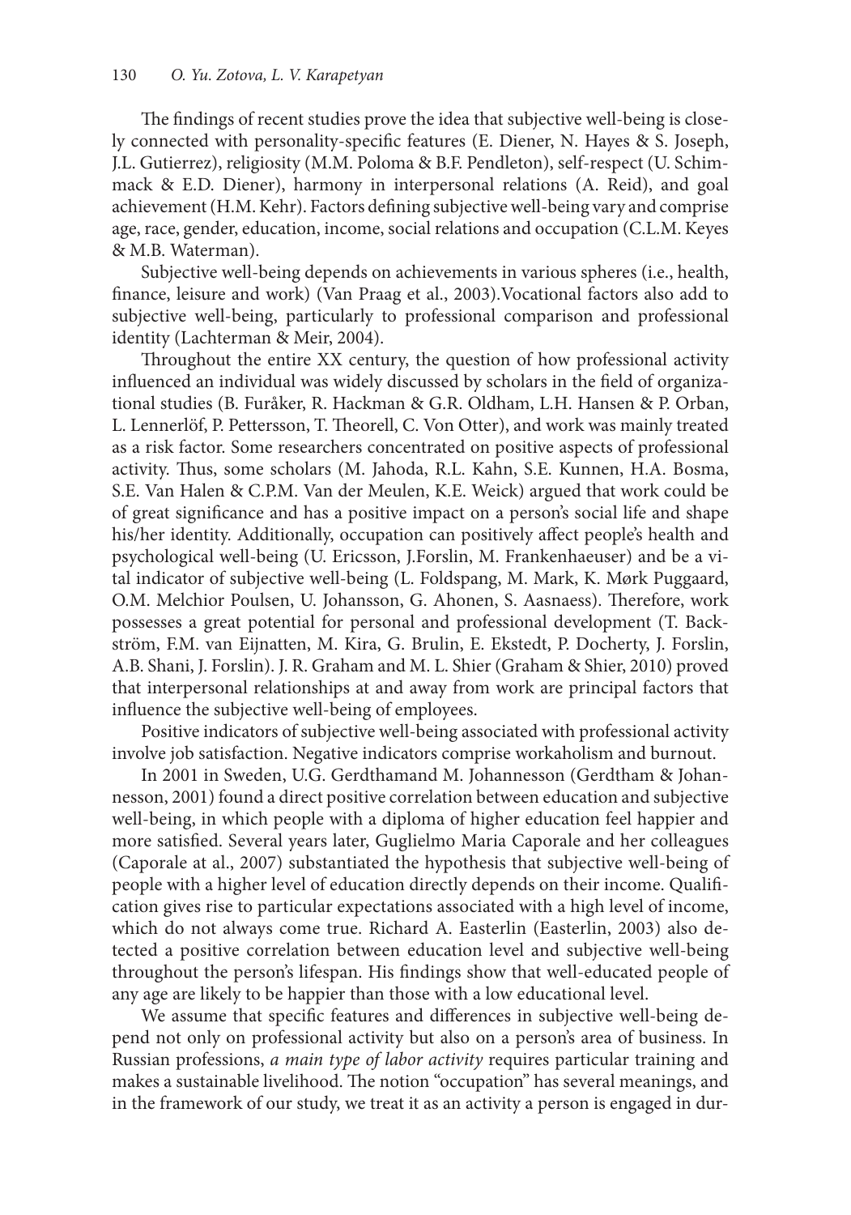The findings of recent studies prove the idea that subjective well-being is closely connected with personality-specific features (E. Diener, N. Hayes & S. Joseph, J.L. Gutierrez), religiosity (M.M. Poloma & B.F. Pendleton), self-respect (U. Schimmack & E.D. Diener), harmony in interpersonal relations (A. Reid), and goal achievement (H.M. Kehr). Factors defining subjective well-being vary and comprise age, race, gender, education, income, social relations and occupation (C.L.M. Keyes & M.B. Waterman).

Subjective well-being depends on achievements in various spheres (i.e., health, finance, leisure and work) (Van Praag et al., 2003).Vocational factors also add to subjective well-being, particularly to professional comparison and professional identity (Lachterman & Meir, 2004).

Throughout the entire XX century, the question of how professional activity influenced an individual was widely discussed by scholars in the field of organizational studies (B. Furåker, R. Hackman & G.R. Oldham, L.H. Hansen & P. Orban, L. Lennerlöf, P. Pettersson, T. Theorell, C. Von Otter), and work was mainly treated as a risk factor. Some researchers concentrated on positive aspects of professional activity. Thus, some scholars (M. Jahoda, R.L. Kahn, S.E. Kunnen, H.A. Bosma, S.E. Van Halen & C.P.M. Van der Meulen, K.E. Weick) argued that work could be of great significance and has a positive impact on a person's social life and shape his/her identity. Additionally, occupation can positively affect people's health and psychological well-being (U. Ericsson, J.Forslin, M. Frankenhaeuser) and be a vital indicator of subjective well-being (L. Foldspang, M. Mark, K. Mørk Puggaard, O.M. Melchior Poulsen, U. Johansson, G. Ahonen, S. Aasnaess). Therefore, work possesses a great potential for personal and professional development (T. Backström, F.M. van Eijnatten, M. Kira, G. Brulin, E. Ekstedt, P. Docherty, J. Forslin, A.B. Shani, J. Forslin). J. R. Graham and M. L. Shier (Graham & Shier, 2010) proved that interpersonal relationships at and away from work are principal factors that influence the subjective well-being of employees.

Positive indicators of subjective well-being associated with professional activity involve job satisfaction. Negative indicators comprise workaholism and burnout.

In 2001 in Sweden, U.G. Gerdthamand M. Johannesson (Gerdtham & Johannesson, 2001) found a direct positive correlation between education and subjective well-being, in which people with a diploma of higher education feel happier and more satisfied. Several years later, Guglielmo Maria Caporale and her colleagues (Caporale at al., 2007) substantiated the hypothesis that subjective well-being of people with a higher level of education directly depends on their income. Qualification gives rise to particular expectations associated with a high level of income, which do not always come true. Richard A. Easterlin (Easterlin, 2003) also detected a positive correlation between education level and subjective well-being throughout the person's lifespan. His findings show that well-educated people of any age are likely to be happier than those with a low educational level.

We assume that specific features and differences in subjective well-being depend not only on professional activity but also on a person's area of business. In Russian professions, *a main type of labor activity* requires particular training and makes a sustainable livelihood. The notion "occupation" has several meanings, and in the framework of our study, we treat it as an activity a person is engaged in dur-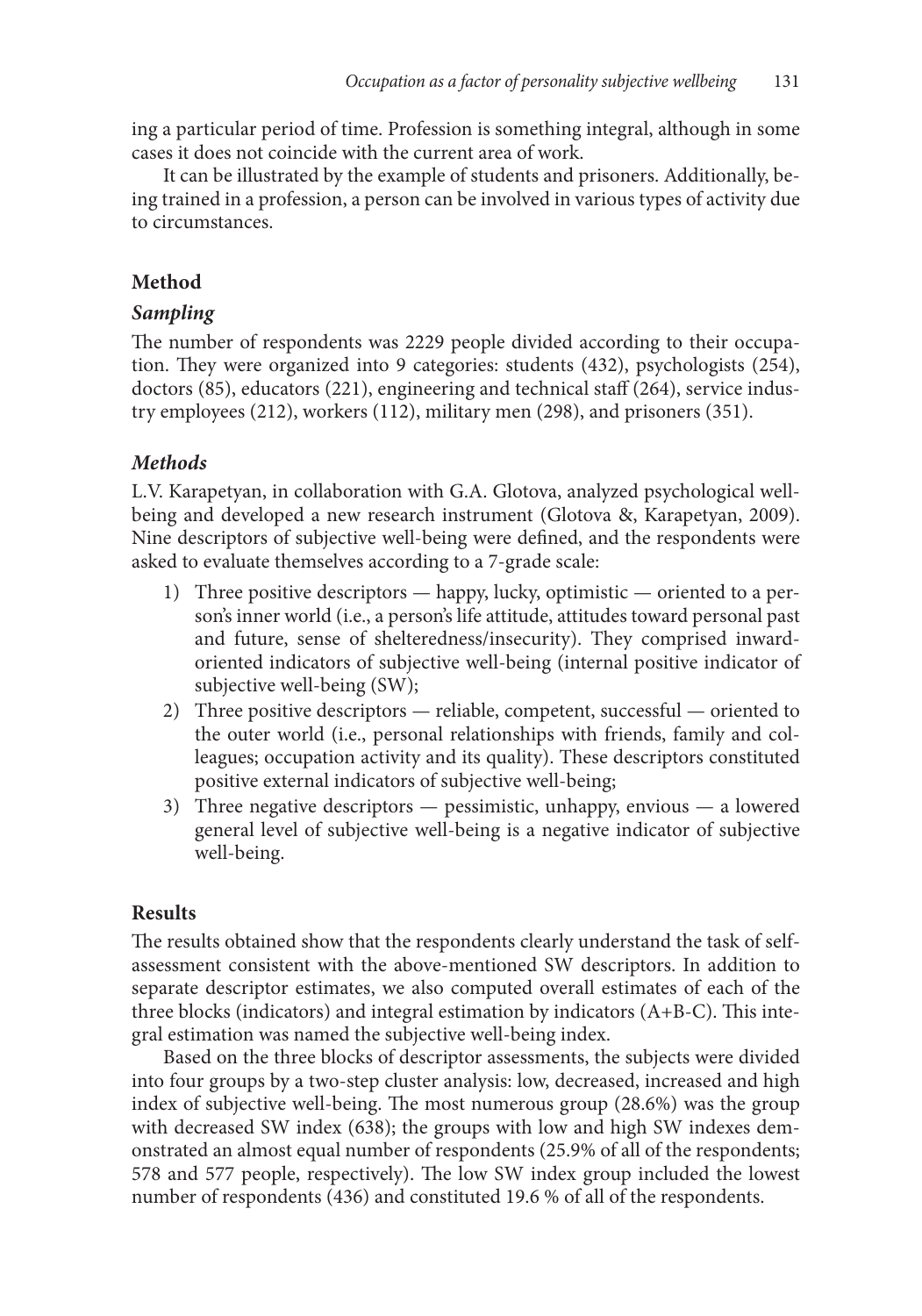ing a particular period of time. Profession is something integral, although in some cases it does not coincide with the current area of work.

It can be illustrated by the example of students and prisoners. Additionally, being trained in a profession, a person can be involved in various types of activity due to circumstances.

## Method

### *Sampling*

The number of respondents was 2229 people divided according to their occupation. They were organized into 9 categories: students (432), psychologists (254), doctors (85), educators (221), engineering and technical staff (264), service industry employees (212), workers (112), military men (298), and prisoners (351).

### *Methods*

L.V. Karapetyan, in collaboration with G.A. Glotova, analyzed psychological wellbeing and developed a new research instrument (Glotova &, Karapetyan, 2009). Nine descriptors of subjective well-being were defined, and the respondents were asked to evaluate themselves according to a 7-grade scale:

1) Three positive descriptors — happy, lucky, optimistic — oriented to a person's inner world (i.e., a person's life attitude, attitudes toward personal past and future, sense of shelteredness/insecurity). They comprised inward-oriented indicators of subjective well-being (internal positive indicator of subjective well-being (SW);
2) Three positive descriptors — reliable, competent, successful — oriented to the outer world (i.e., personal relationships with friends, family and colleagues; occupation activity and its quality). These descriptors constituted positive external indicators of subjective well-being;
3) Three negative descriptors — pessimistic, unhappy, envious — a lowered general level of subjective well-being is a negative indicator of subjective well-being.

## Results

The results obtained show that the respondents clearly understand the task of self-assessment consistent with the above-mentioned SW descriptors. In addition to separate descriptor estimates, we also computed overall estimates of each of the three blocks (indicators) and integral estimation by indicators (A+B-C). This integral estimation was named the subjective well-being index.

Based on the three blocks of descriptor assessments, the subjects were divided into four groups by a two-step cluster analysis: low, decreased, increased and high index of subjective well-being. The most numerous group (28.6%) was the group with decreased SW index (638); the groups with low and high SW indexes demonstrated an almost equal number of respondents (25.9% of all of the respondents; 578 and 577 people, respectively). The low SW index group included the lowest number of respondents (436) and constituted 19.6 % of all of the respondents.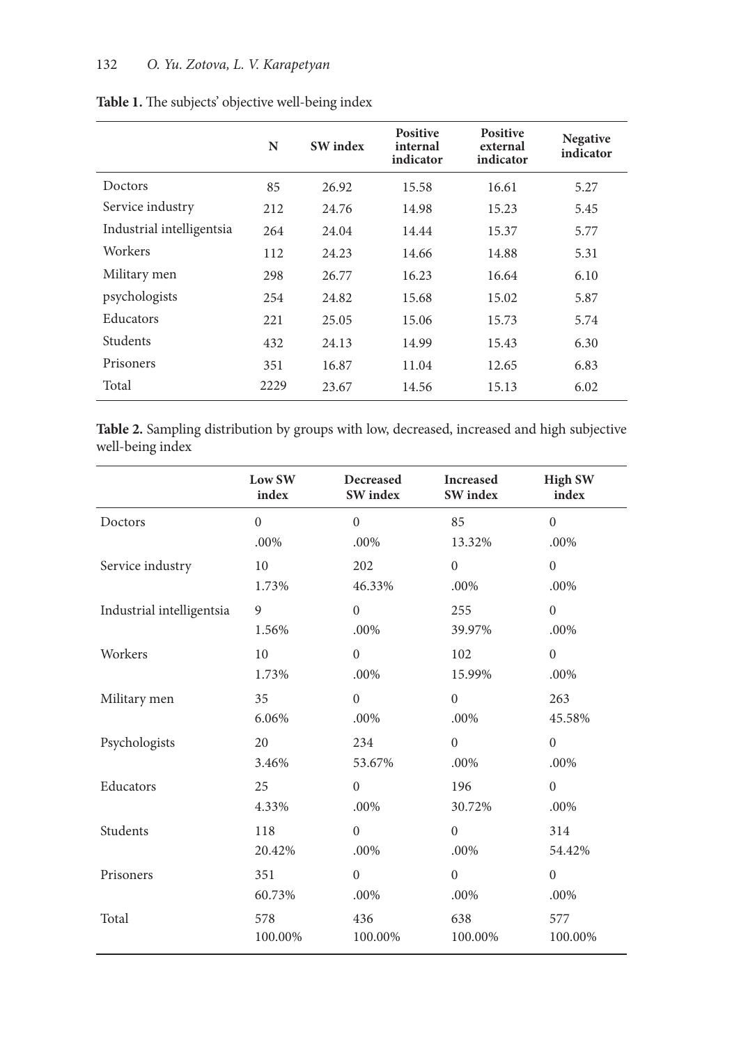**Table 1.** The subjects' objective well-being index

| | N | SW index | Positive internal indicator | Positive external indicator | Negative indicator |
|---|---|---|---|---|---|
| Doctors | 85 | 26.92 | 15.58 | 16.61 | 5.27 |
| Service industry | 212 | 24.76 | 14.98 | 15.23 | 5.45 |
| Industrial intelligentsia | 264 | 24.04 | 14.44 | 15.37 | 5.77 |
| Workers | 112 | 24.23 | 14.66 | 14.88 | 5.31 |
| Military men | 298 | 26.77 | 16.23 | 16.64 | 6.10 |
| psychologists | 254 | 24.82 | 15.68 | 15.02 | 5.87 |
| Educators | 221 | 25.05 | 15.06 | 15.73 | 5.74 |
| Students | 432 | 24.13 | 14.99 | 15.43 | 6.30 |
| Prisoners | 351 | 16.87 | 11.04 | 12.65 | 6.83 |
| Total | 2229 | 23.67 | 14.56 | 15.13 | 6.02 |

**Table 2.** Sampling distribution by groups with low, decreased, increased and high subjective well-being index

| | Low SW index | Decreased SW index | Increased SW index | High SW index |
|---|---|---|---|---|
| Doctors | 0<br>.00% | 0<br>.00% | 85<br>13.32% | 0<br>.00% |
| Service industry | 10<br>1.73% | 202<br>46.33% | 0<br>.00% | 0<br>.00% |
| Industrial intelligentsia | 9<br>1.56% | 0<br>.00% | 255<br>39.97% | 0<br>.00% |
| Workers | 10<br>1.73% | 0<br>.00% | 102<br>15.99% | 0<br>.00% |
| Military men | 35<br>6.06% | 0<br>.00% | 0<br>.00% | 263<br>45.58% |
| Psychologists | 20<br>3.46% | 234<br>53.67% | 0<br>.00% | 0<br>.00% |
| Educators | 25<br>4.33% | 0<br>.00% | 196<br>30.72% | 0<br>.00% |
| Students | 118<br>20.42% | 0<br>.00% | 0<br>.00% | 314<br>54.42% |
| Prisoners | 351<br>60.73% | 0<br>.00% | 0<br>.00% | 0<br>.00% |
| Total | 578<br>100.00% | 436<br>100.00% | 638<br>100.00% | 577<br>100.00% |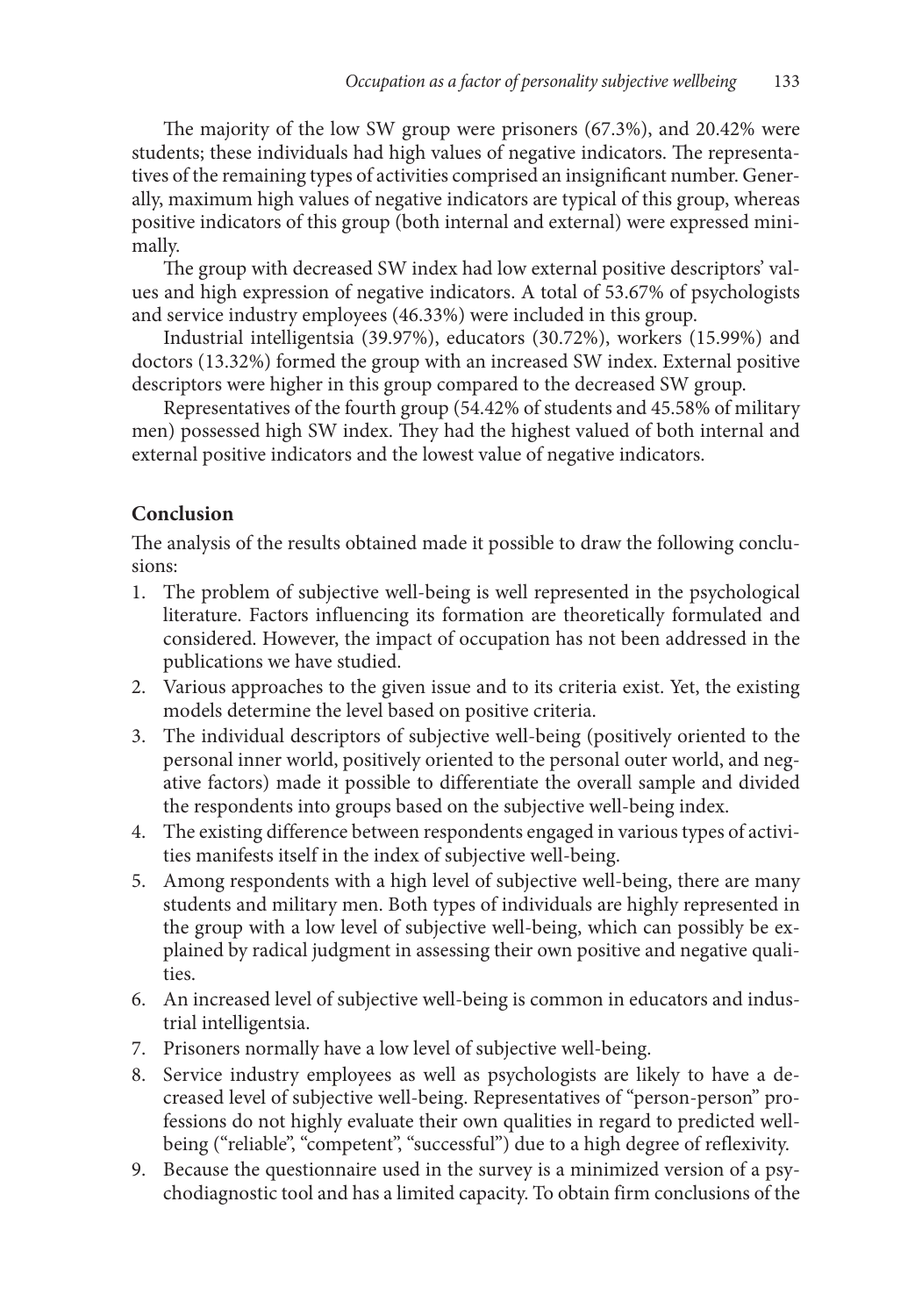The majority of the low SW group were prisoners (67.3%), and 20.42% were students; these individuals had high values of negative indicators. The representatives of the remaining types of activities comprised an insignificant number. Generally, maximum high values of negative indicators are typical of this group, whereas positive indicators of this group (both internal and external) were expressed minimally.

The group with decreased SW index had low external positive descriptors' values and high expression of negative indicators. A total of 53.67% of psychologists and service industry employees (46.33%) were included in this group.

Industrial intelligentsia (39.97%), educators (30.72%), workers (15.99%) and doctors (13.32%) formed the group with an increased SW index. External positive descriptors were higher in this group compared to the decreased SW group.

Representatives of the fourth group (54.42% of students and 45.58% of military men) possessed high SW index. They had the highest valued of both internal and external positive indicators and the lowest value of negative indicators.

## Conclusion

The analysis of the results obtained made it possible to draw the following conclusions:

1. The problem of subjective well-being is well represented in the psychological literature. Factors influencing its formation are theoretically formulated and considered. However, the impact of occupation has not been addressed in the publications we have studied.
2. Various approaches to the given issue and to its criteria exist. Yet, the existing models determine the level based on positive criteria.
3. The individual descriptors of subjective well-being (positively oriented to the personal inner world, positively oriented to the personal outer world, and negative factors) made it possible to differentiate the overall sample and divided the respondents into groups based on the subjective well-being index.
4. The existing difference between respondents engaged in various types of activities manifests itself in the index of subjective well-being.
5. Among respondents with a high level of subjective well-being, there are many students and military men. Both types of individuals are highly represented in the group with a low level of subjective well-being, which can possibly be explained by radical judgment in assessing their own positive and negative qualities.
6. An increased level of subjective well-being is common in educators and industrial intelligentsia.
7. Prisoners normally have a low level of subjective well-being.
8. Service industry employees as well as psychologists are likely to have a decreased level of subjective well-being. Representatives of "person-person" professions do not highly evaluate their own qualities in regard to predicted well-being ("reliable", "competent", "successful") due to a high degree of reflexivity.
9. Because the questionnaire used in the survey is a minimized version of a psychodiagnostic tool and has a limited capacity. To obtain firm conclusions of the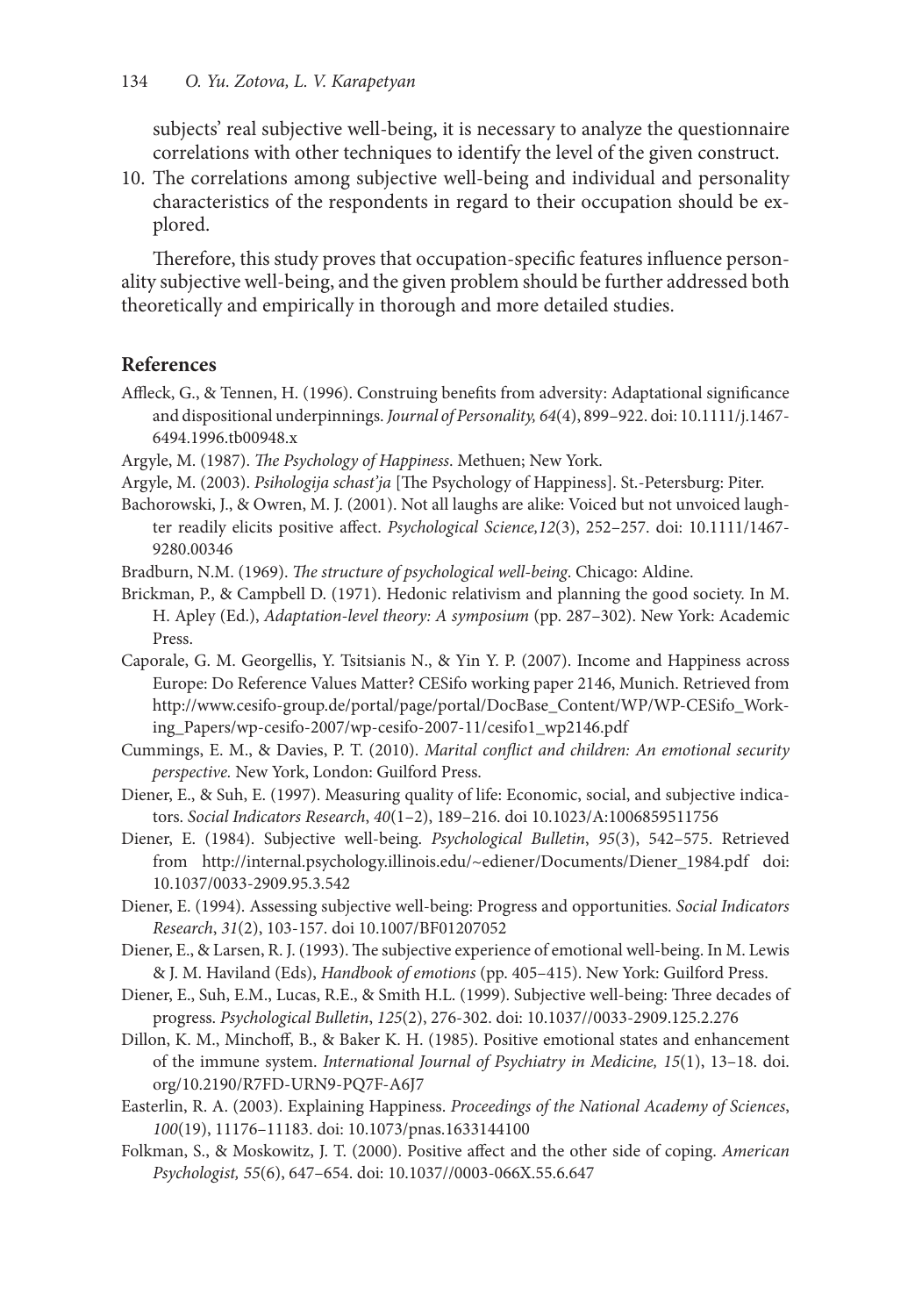subjects' real subjective well-being, it is necessary to analyze the questionnaire correlations with other techniques to identify the level of the given construct.

10. The correlations among subjective well-being and individual and personality characteristics of the respondents in regard to their occupation should be explored.

Therefore, this study proves that occupation-specific features influence personality subjective well-being, and the given problem should be further addressed both theoretically and empirically in thorough and more detailed studies.

## References

Affleck, G., & Tennen, H. (1996). Construing benefits from adversity: Adaptational significance and dispositional underpinnings. *Journal of Personality, 64*(4), 899–922. doi: 10.1111/j.1467-6494.1996.tb00948.x

Argyle, M. (1987). *The Psychology of Happiness*. Methuen; New York.

Argyle, M. (2003). *Psihologija schast'ja* [The Psychology of Happiness]. St.-Petersburg: Piter.

Bachorowski, J., & Owren, M. J. (2001). Not all laughs are alike: Voiced but not unvoiced laughter readily elicits positive affect. *Psychological Science,12*(3), 252–257. doi: 10.1111/1467-9280.00346

Bradburn, N.M. (1969). *The structure of psychological well-being*. Chicago: Aldine.

Brickman, P., & Campbell D. (1971). Hedonic relativism and planning the good society. In M. H. Apley (Ed.), *Adaptation-level theory: A symposium* (pp. 287–302). New York: Academic Press.

Caporale, G. M. Georgellis, Y. Tsitsianis N., & Yin Y. P. (2007). Income and Happiness across Europe: Do Reference Values Matter? CESifo working paper 2146, Munich. Retrieved from http://www.cesifo-group.de/portal/page/portal/DocBase_Content/WP/WP-CESifo_Working_Papers/wp-cesifo-2007/wp-cesifo-2007-11/cesifo1_wp2146.pdf

Cummings, E. M., & Davies, P. T. (2010). *Marital conflict and children: An emotional security perspective.* New York, London: Guilford Press.

Diener, E., & Suh, E. (1997). Measuring quality of life: Economic, social, and subjective indicators. *Social Indicators Research*, *40*(1–2), 189–216. doi 10.1023/A:1006859511756

Diener, E. (1984). Subjective well-being. *Psychological Bulletin*, *95*(3), 542–575. Retrieved from http://internal.psychology.illinois.edu/~ediener/Documents/Diener_1984.pdf doi: 10.1037/0033-2909.95.3.542

Diener, E. (1994). Assessing subjective well-being: Progress and opportunities. *Social Indicators Research*, *31*(2), 103-157. doi 10.1007/BF01207052

Diener, E., & Larsen, R. J. (1993). The subjective experience of emotional well-being. In M. Lewis & J. M. Haviland (Eds), *Handbook of emotions* (pp. 405–415). New York: Guilford Press.

Diener, E., Suh, E.M., Lucas, R.E., & Smith H.L. (1999). Subjective well-being: Three decades of progress. *Psychological Bulletin*, *125*(2), 276-302. doi: 10.1037//0033-2909.125.2.276

Dillon, K. M., Minchoff, B., & Baker K. H. (1985). Positive emotional states and enhancement of the immune system. *International Journal of Psychiatry in Medicine, 15*(1), 13–18. doi.org/10.2190/R7FD-URN9-PQ7F-A6J7

Easterlin, R. A. (2003). Explaining Happiness. *Proceedings of the National Academy of Sciences*, *100*(19), 11176–11183. doi: 10.1073/pnas.1633144100

Folkman, S., & Moskowitz, J. T. (2000). Positive affect and the other side of coping. *American Psychologist, 55*(6), 647–654. doi: 10.1037//0003-066X.55.6.647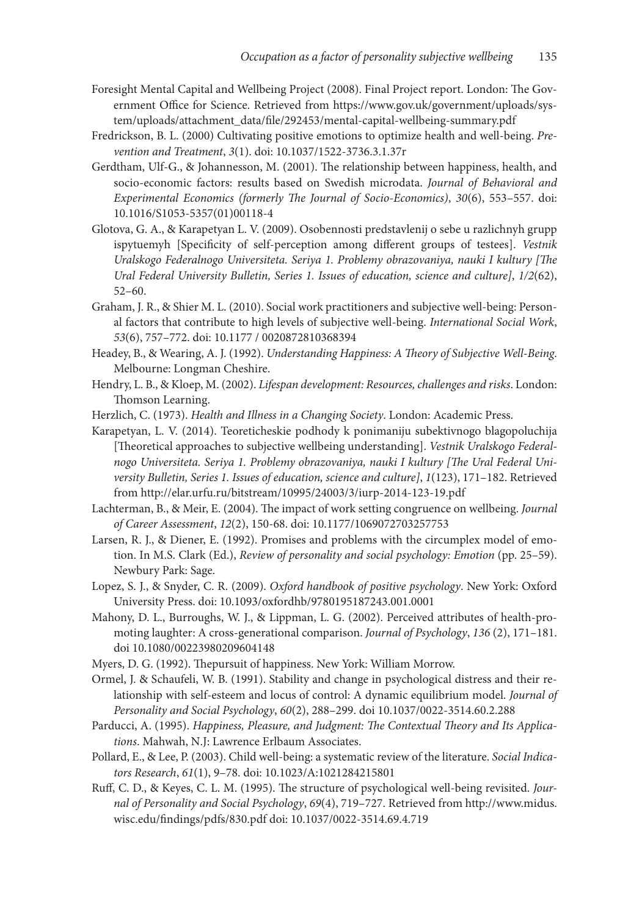Foresight Mental Capital and Wellbeing Project (2008). Final Project report. London: The Government Office for Science. Retrieved from https://www.gov.uk/government/uploads/system/uploads/attachment_data/file/292453/mental-capital-wellbeing-summary.pdf

Fredrickson, B. L. (2000) Cultivating positive emotions to optimize health and well-being. *Prevention and Treatment*, *3*(1). doi: 10.1037/1522-3736.3.1.37r

Gerdtham, Ulf-G., & Johannesson, M. (2001). The relationship between happiness, health, and socio-economic factors: results based on Swedish microdata. *Journal of Behavioral and Experimental Economics (formerly The Journal of Socio-Economics)*, *30*(6), 553–557. doi: 10.1016/S1053-5357(01)00118-4

Glotova, G. A., & Karapetyan L. V. (2009). Osobennosti predstavlenij o sebe u razlichnyh grupp ispytuemyh [Specificity of self-perception among different groups of testees]. *Vestnik Uralskogo Federalnogo Universiteta. Seriya 1. Problemy obrazovaniya, nauki I kultury [The Ural Federal University Bulletin, Series 1. Issues of education, science and culture]*, *1/2*(62), 52–60.

Graham, J. R., & Shier M. L. (2010). Social work practitioners and subjective well-being: Personal factors that contribute to high levels of subjective well-being. *International Social Work*, *53*(6), 757–772. doi: 10.1177 / 0020872810368394

Headey, B., & Wearing, A. J. (1992). *Understanding Happiness: A Theory of Subjective Well-Being.* Melbourne: Longman Cheshire.

Hendry, L. B., & Kloep, M. (2002). *Lifespan development: Resources, challenges and risks*. London: Thomson Learning.

Herzlich, C. (1973). *Health and Illness in a Changing Society*. London: Academic Press.

Karapetyan, L. V. (2014). Teoreticheskie podhody k ponimaniju subektivnogo blagopoluchija [Theoretical approaches to subjective wellbeing understanding]. *Vestnik Uralskogo Federalnogo Universiteta. Seriya 1. Problemy obrazovaniya, nauki I kultury [The Ural Federal University Bulletin, Series 1. Issues of education, science and culture]*, *1*(123), 171–182. Retrieved from http://elar.urfu.ru/bitstream/10995/24003/3/iurp-2014-123-19.pdf

Lachterman, B., & Meir, E. (2004). The impact of work setting congruence on wellbeing. *Journal of Career Assessment*, *12*(2), 150-68. doi: 10.1177/1069072703257753

Larsen, R. J., & Diener, E. (1992). Promises and problems with the circumplex model of emotion. In M.S. Clark (Ed.), *Review of personality and social psychology: Emotion* (pp. 25–59). Newbury Park: Sage.

Lopez, S. J., & Snyder, C. R. (2009). *Oxford handbook of positive psychology*. New York: Oxford University Press. doi: 10.1093/oxfordhb/9780195187243.001.0001

Mahony, D. L., Burroughs, W. J., & Lippman, L. G. (2002). Perceived attributes of health-promoting laughter: A cross-generational comparison. *Journal of Psychology*, *136* (2), 171–181. doi 10.1080/00223980209604148

Myers, D. G. (1992). Thepursuit of happiness. New York: William Morrow.

Ormel, J. & Schaufeli, W. B. (1991). Stability and change in psychological distress and their relationship with self-esteem and locus of control: A dynamic equilibrium model. *Journal of Personality and Social Psychology*, *60*(2), 288–299. doi 10.1037/0022-3514.60.2.288

Parducci, A. (1995). *Happiness, Pleasure, and Judgment: The Contextual Theory and Its Applications*. Mahwah, N.J: Lawrence Erlbaum Associates.

Pollard, E., & Lee, P. (2003). Child well-being: a systematic review of the literature. *Social Indicators Research*, *61*(1), 9–78. doi: 10.1023/A:1021284215801

Ruff, C. D., & Keyes, C. L. M. (1995). The structure of psychological well-being revisited. *Journal of Personality and Social Psychology*, *69*(4), 719–727. Retrieved from http://www.midus.wisc.edu/findings/pdfs/830.pdf doi: 10.1037/0022-3514.69.4.719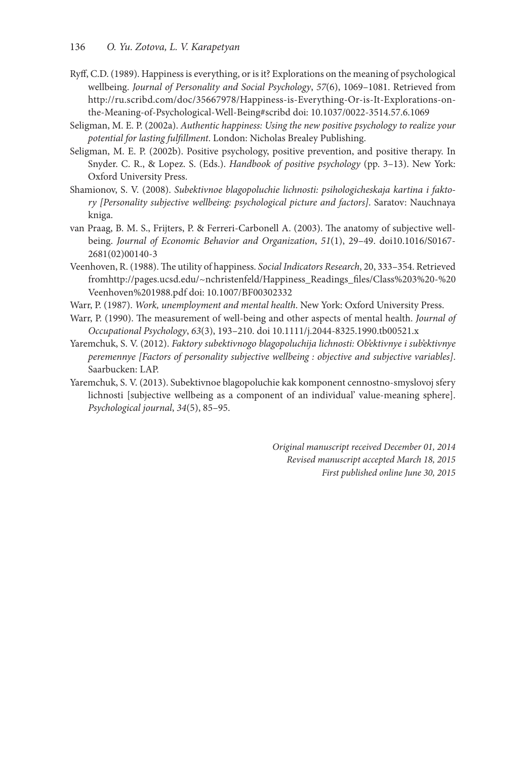Ryff, C.D. (1989). Happiness is everything, or is it? Explorations on the meaning of psychological wellbeing. *Journal of Personality and Social Psychology*, *57*(6), 1069–1081. Retrieved from http://ru.scribd.com/doc/35667978/Happiness-is-Everything-Or-is-It-Explorations-on-the-Meaning-of-Psychological-Well-Being#scribd doi: 10.1037/0022-3514.57.6.1069

Seligman, M. E. P. (2002a). *Authentic happiness: Using the new positive psychology to realize your potential for lasting fulfillment*. London: Nicholas Brealey Publishing.

Seligman, M. E. P. (2002b). Positive psychology, positive prevention, and positive therapy. In Snyder. C. R., & Lopez. S. (Eds.). *Handbook of positive psychology* (pp. 3–13). New York: Oxford University Press.

Shamionov, S. V. (2008). *Subektivnoe blagopoluchie lichnosti: psihologicheskaja kartina i faktory [Personality subjective wellbeing: psychological picture and factors]*. Saratov: Nauchnaya kniga.

van Praag, B. M. S., Frijters, P. & Ferreri-Carbonell A. (2003). The anatomy of subjective well-being. *Journal of Economic Behavior and Organization*, *51*(1), 29–49. doi10.1016/S0167-2681(02)00140-3

Veenhoven, R. (1988). The utility of happiness. *Social Indicators Research*, 20, 333–354. Retrieved fromhttp://pages.ucsd.edu/~nchristenfeld/Happiness_Readings_files/Class%203%20-%20Veenhoven%201988.pdf doi: 10.1007/BF00302332

Warr, P. (1987). *Work, unemployment and mental health*. New York: Oxford University Press.

Warr, P. (1990). The measurement of well-being and other aspects of mental health. *Journal of Occupational Psychology*, *63*(3), 193–210. doi 10.1111/j.2044-8325.1990.tb00521.x

Yaremchuk, S. V. (2012). *Faktory subektivnogo blagopoluchija lichnosti: Ob'ektivnye i sub'ektivnye peremennye [Factors of personality subjective wellbeing : objective and subjective variables]*. Saarbucken: LAP.

Yaremchuk, S. V. (2013). Subektivnoe blagopoluchie kak komponent cennostno-smyslovoj sfery lichnosti [subjective wellbeing as a component of an individual' value-meaning sphere]. *Psychological journal*, *34*(5), 85–95.

*Original manuscript received December 01, 2014*
*Revised manuscript accepted March 18, 2015*
*First published online June 30, 2015*